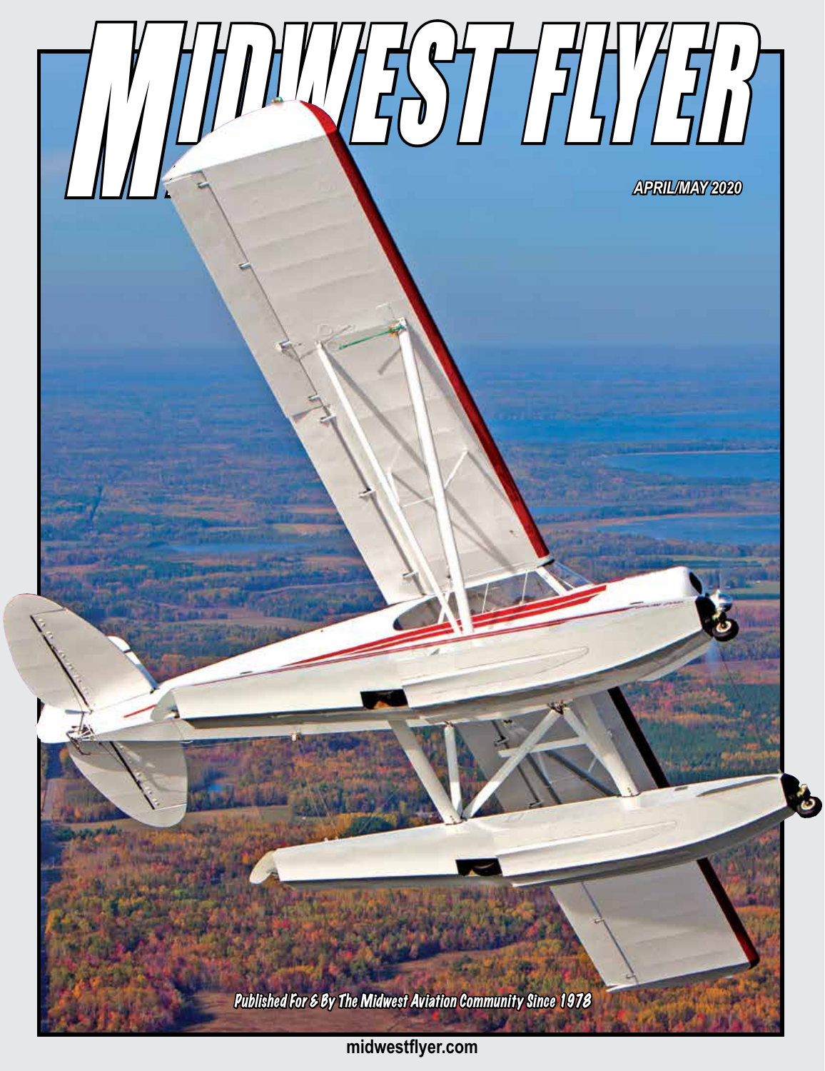# MIDWEST FLYER

*APRIL/MAY 2020*

*Published For & By The Midwest Aviation Community Since 1978*

midwestflyer.com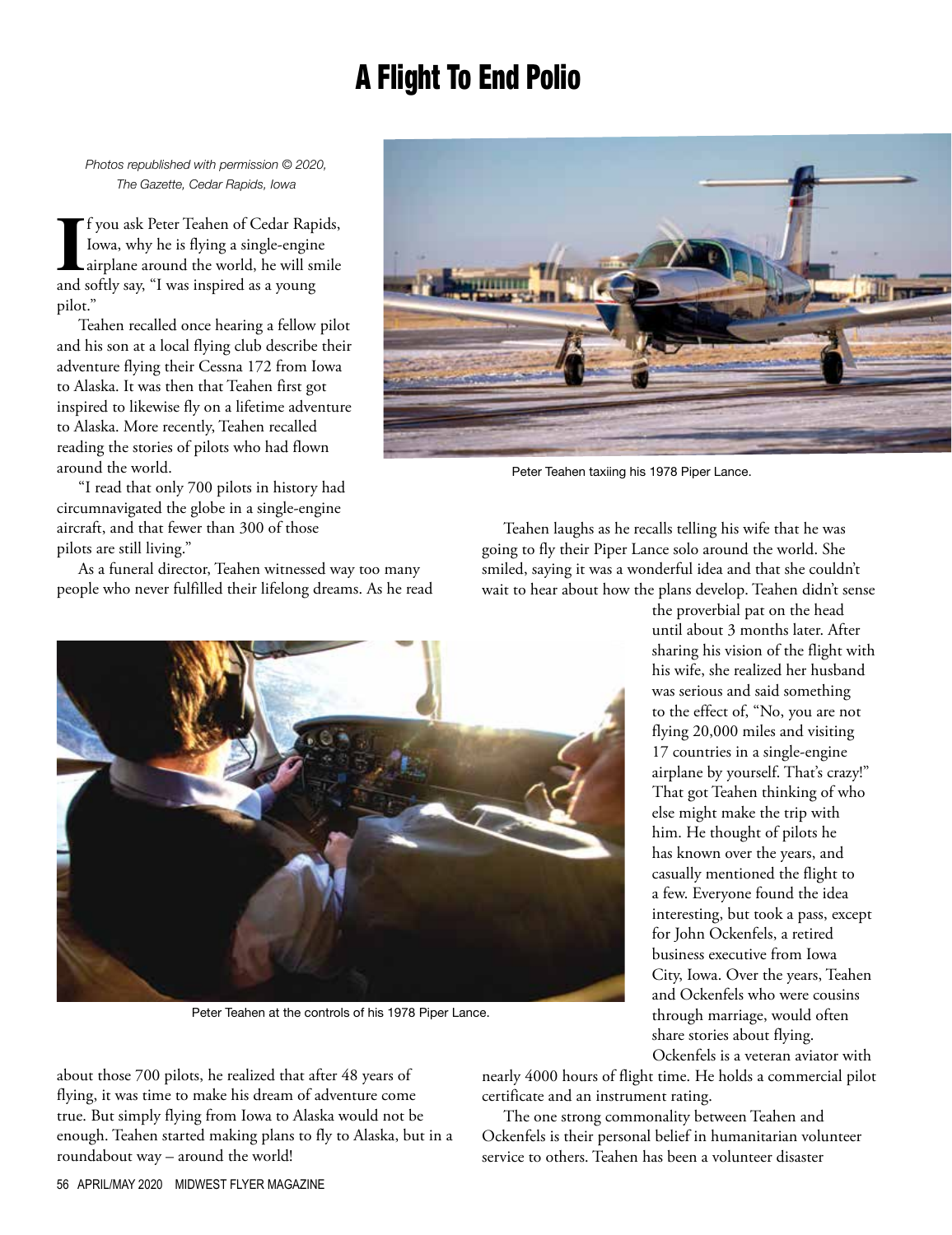# A Flight To End Polio

*Photos republished with permission © 2020, The Gazette, Cedar Rapids, Iowa*

If you ask Peter Teahen of Cedar Rapids, Iowa, why he is flying a single-engine airplane around the world, he will smile and softly say, "I was inspired as a young pilot."

Teahen recalled once hearing a fellow pilot and his son at a local flying club describe their adventure flying their Cessna 172 from Iowa to Alaska. It was then that Teahen first got inspired to likewise fly on a lifetime adventure to Alaska. More recently, Teahen recalled reading the stories of pilots who had flown around the world.

"I read that only 700 pilots in history had circumnavigated the globe in a single-engine aircraft, and that fewer than 300 of those pilots are still living."

As a funeral director, Teahen witnessed way too many people who never fulfilled their lifelong dreams. As he read about those 700 pilots, he realized that after 48 years of flying, it was time to make his dream of adventure come true. But simply flying from Iowa to Alaska would not be enough. Teahen started making plans to fly to Alaska, but in a roundabout way – around the world!

Peter Teahen taxiing his 1978 Piper Lance.

Peter Teahen at the controls of his 1978 Piper Lance.

Teahen laughs as he recalls telling his wife that he was going to fly their Piper Lance solo around the world. She smiled, saying it was a wonderful idea and that she couldn't wait to hear about how the plans develop. Teahen didn't sense the proverbial pat on the head until about 3 months later. After sharing his vision of the flight with his wife, she realized her husband was serious and said something to the effect of, "No, you are not flying 20,000 miles and visiting 17 countries in a single-engine airplane by yourself. That's crazy!" That got Teahen thinking of who else might make the trip with him. He thought of pilots he has known over the years, and casually mentioned the flight to a few. Everyone found the idea interesting, but took a pass, except for John Ockenfels, a retired business executive from Iowa City, Iowa. Over the years, Teahen and Ockenfels who were cousins through marriage, would often share stories about flying. Ockenfels is a veteran aviator with nearly 4000 hours of flight time. He holds a commercial pilot certificate and an instrument rating.

The one strong commonality between Teahen and Ockenfels is their personal belief in humanitarian volunteer service to others. Teahen has been a volunteer disaster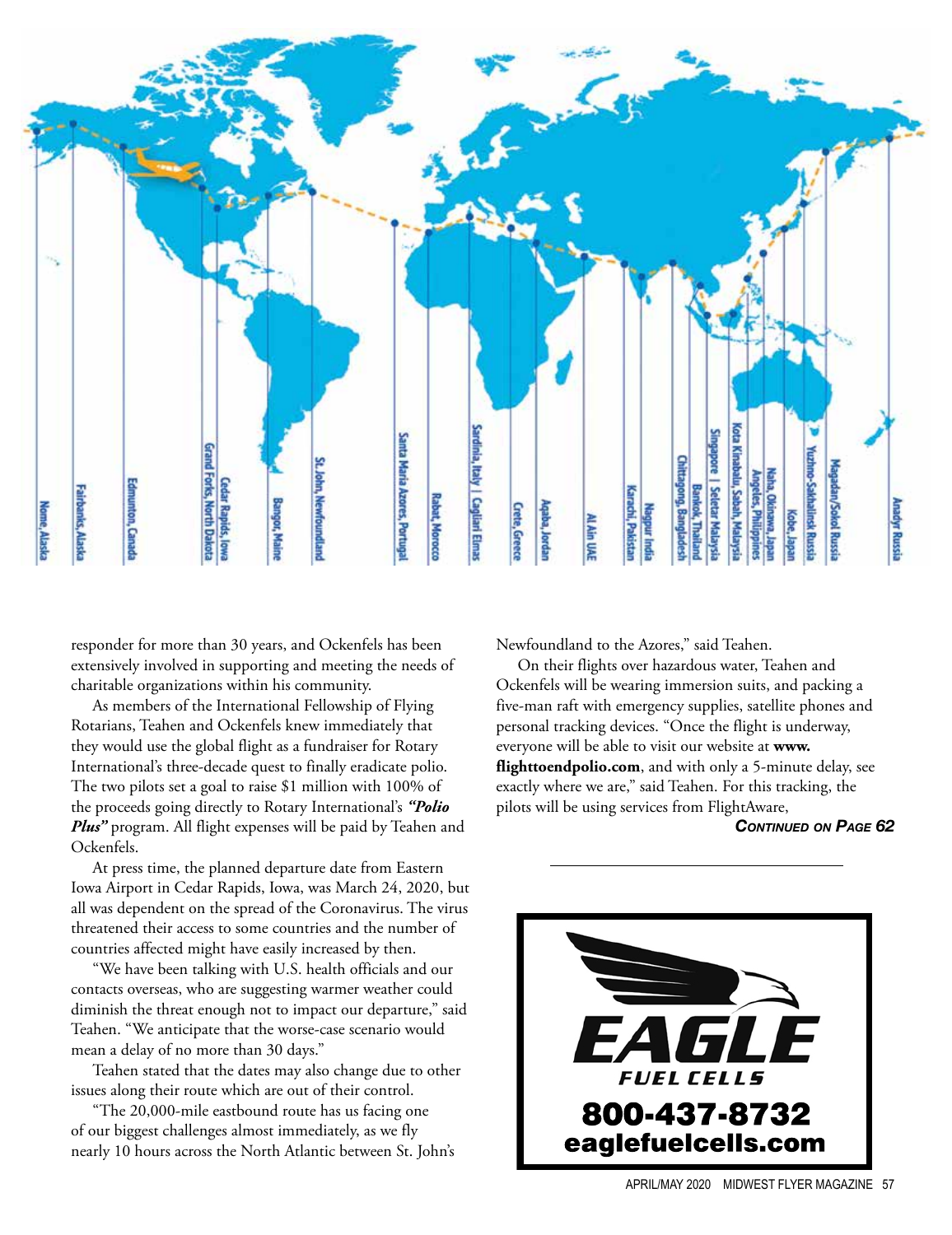Nome, Alaska | Fairbanks, Alaska | Edmunton, Canada | Grand Forks, North Dakota | Cedar Rapids, Iowa | Bangor, Maine | St. John, Newfoundland | Santa Maria Azores, Portugal | Rabat, Morocco | Sardinia, Italy | Cagliari Elmas | Crete, Greece | Aqaba, Jordan | Al Ain UAE | Karachi, Pakistan | Nagpur India | Chittagong, Bangladesh | Bankok, Thailand | Singapore | Seletar Malaysia | Kota Kinabalu, Sabah, Malaysia | Angeles, Philippines | Naha, Okinawa, Japan | Kobe, Japan | Yuzhno-Sakhalinsk Russia | Magadan/Sokol Russia | Anadyr Russia

responder for more than 30 years, and Ockenfels has been extensively involved in supporting and meeting the needs of charitable organizations within his community.

As members of the International Fellowship of Flying Rotarians, Teahen and Ockenfels knew immediately that they would use the global flight as a fundraiser for Rotary International's three-decade quest to finally eradicate polio. The two pilots set a goal to raise $1 million with 100% of the proceeds going directly to Rotary International's ***"Polio Plus"*** program. All flight expenses will be paid by Teahen and Ockenfels.

At press time, the planned departure date from Eastern Iowa Airport in Cedar Rapids, Iowa, was March 24, 2020, but all was dependent on the spread of the Coronavirus. The virus threatened their access to some countries and the number of countries affected might have easily increased by then.

"We have been talking with U.S. health officials and our contacts overseas, who are suggesting warmer weather could diminish the threat enough not to impact our departure," said Teahen. "We anticipate that the worse-case scenario would mean a delay of no more than 30 days."

Teahen stated that the dates may also change due to other issues along their route which are out of their control.

"The 20,000-mile eastbound route has us facing one of our biggest challenges almost immediately, as we fly nearly 10 hours across the North Atlantic between St. John's Newfoundland to the Azores," said Teahen.

On their flights over hazardous water, Teahen and Ockenfels will be wearing immersion suits, and packing a five-man raft with emergency supplies, satellite phones and personal tracking devices. "Once the flight is underway, everyone will be able to visit our website at **www.flighttoendpolio.com**, and with only a 5-minute delay, see exactly where we are," said Teahen. For this tracking, the pilots will be using services from FlightAware,

***Continued on Page 62***

EAGLE FUEL CELLS
800-437-8732
eaglefuelcells.com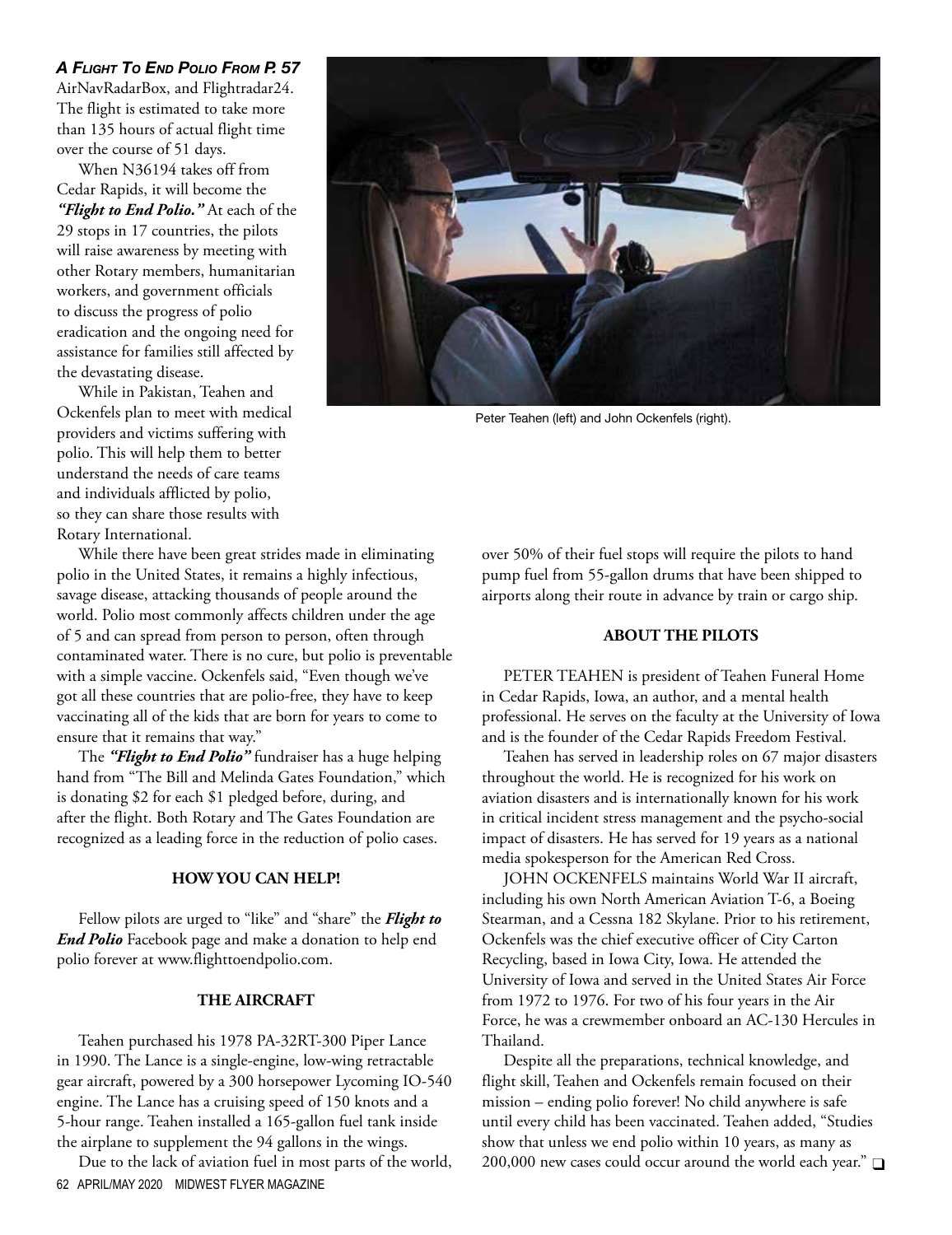***A Flight To End Polio From P. 57***

AirNavRadarBox, and Flightradar24. The flight is estimated to take more than 135 hours of actual flight time over the course of 51 days.

When N36194 takes off from Cedar Rapids, it will become the ***"Flight to End Polio."*** At each of the 29 stops in 17 countries, the pilots will raise awareness by meeting with other Rotary members, humanitarian workers, and government officials to discuss the progress of polio eradication and the ongoing need for assistance for families still affected by the devastating disease.

While in Pakistan, Teahen and Ockenfels plan to meet with medical providers and victims suffering with polio. This will help them to better understand the needs of care teams and individuals afflicted by polio, so they can share those results with Rotary International.

Peter Teahen (left) and John Ockenfels (right).

While there have been great strides made in eliminating polio in the United States, it remains a highly infectious, savage disease, attacking thousands of people around the world. Polio most commonly affects children under the age of 5 and can spread from person to person, often through contaminated water. There is no cure, but polio is preventable with a simple vaccine. Ockenfels said, "Even though we've got all these countries that are polio-free, they have to keep vaccinating all of the kids that are born for years to come to ensure that it remains that way."

The ***"Flight to End Polio"*** fundraiser has a huge helping hand from "The Bill and Melinda Gates Foundation," which is donating $2 for each $1 pledged before, during, and after the flight. Both Rotary and The Gates Foundation are recognized as a leading force in the reduction of polio cases.

**HOW YOU CAN HELP!**

Fellow pilots are urged to "like" and "share" the ***Flight to End Polio*** Facebook page and make a donation to help end polio forever at www.flighttoendpolio.com.

**THE AIRCRAFT**

Teahen purchased his 1978 PA-32RT-300 Piper Lance in 1990. The Lance is a single-engine, low-wing retractable gear aircraft, powered by a 300 horsepower Lycoming IO-540 engine. The Lance has a cruising speed of 150 knots and a 5-hour range. Teahen installed a 165-gallon fuel tank inside the airplane to supplement the 94 gallons in the wings.

Due to the lack of aviation fuel in most parts of the world, over 50% of their fuel stops will require the pilots to hand pump fuel from 55-gallon drums that have been shipped to airports along their route in advance by train or cargo ship.

**ABOUT THE PILOTS**

PETER TEAHEN is president of Teahen Funeral Home in Cedar Rapids, Iowa, an author, and a mental health professional. He serves on the faculty at the University of Iowa and is the founder of the Cedar Rapids Freedom Festival.

Teahen has served in leadership roles on 67 major disasters throughout the world. He is recognized for his work on aviation disasters and is internationally known for his work in critical incident stress management and the psycho-social impact of disasters. He has served for 19 years as a national media spokesperson for the American Red Cross.

JOHN OCKENFELS maintains World War II aircraft, including his own North American Aviation T-6, a Boeing Stearman, and a Cessna 182 Skylane. Prior to his retirement, Ockenfels was the chief executive officer of City Carton Recycling, based in Iowa City, Iowa. He attended the University of Iowa and served in the United States Air Force from 1972 to 1976. For two of his four years in the Air Force, he was a crewmember onboard an AC-130 Hercules in Thailand.

Despite all the preparations, technical knowledge, and flight skill, Teahen and Ockenfels remain focused on their mission – ending polio forever! No child anywhere is safe until every child has been vaccinated. Teahen added, "Studies show that unless we end polio within 10 years, as many as 200,000 new cases could occur around the world each year." ❑